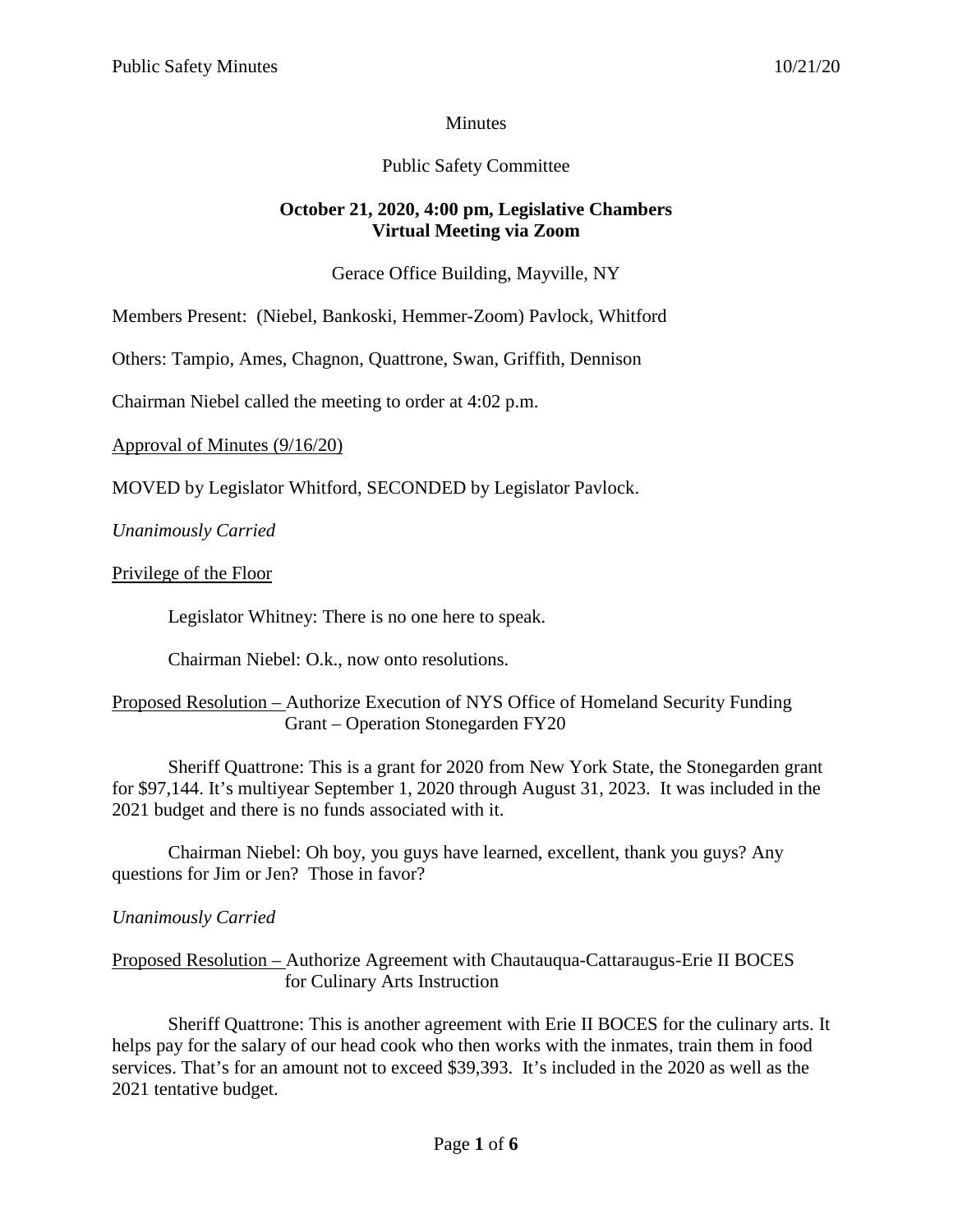Minutes

Public Safety Committee

**October 21, 2020, 4:00 pm, Legislative Chambers**
**Virtual Meeting via Zoom**

Gerace Office Building, Mayville, NY

Members Present: (Niebel, Bankoski, Hemmer-Zoom) Pavlock, Whitford

Others: Tampio, Ames, Chagnon, Quattrone, Swan, Griffith, Dennison

Chairman Niebel called the meeting to order at 4:02 p.m.

Approval of Minutes (9/16/20)

MOVED by Legislator Whitford, SECONDED by Legislator Pavlock.

*Unanimously Carried*

Privilege of the Floor

Legislator Whitney: There is no one here to speak.

Chairman Niebel: O.k., now onto resolutions.

Proposed Resolution – Authorize Execution of NYS Office of Homeland Security Funding Grant – Operation Stonegarden FY20

Sheriff Quattrone: This is a grant for 2020 from New York State, the Stonegarden grant for $97,144. It's multiyear September 1, 2020 through August 31, 2023. It was included in the 2021 budget and there is no funds associated with it.

Chairman Niebel: Oh boy, you guys have learned, excellent, thank you guys? Any questions for Jim or Jen? Those in favor?

*Unanimously Carried*

Proposed Resolution – Authorize Agreement with Chautauqua-Cattaraugus-Erie II BOCES for Culinary Arts Instruction

Sheriff Quattrone: This is another agreement with Erie II BOCES for the culinary arts. It helps pay for the salary of our head cook who then works with the inmates, train them in food services. That's for an amount not to exceed $39,393. It's included in the 2020 as well as the 2021 tentative budget.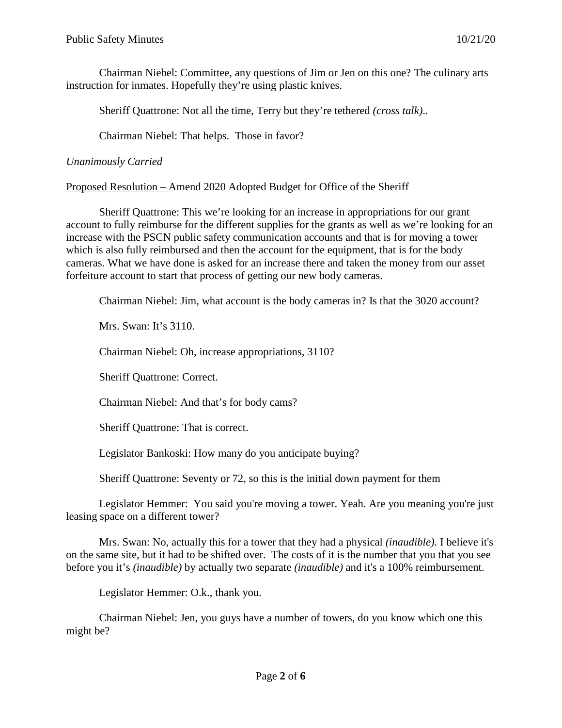Chairman Niebel: Committee, any questions of Jim or Jen on this one? The culinary arts instruction for inmates. Hopefully they're using plastic knives.

Sheriff Quattrone: Not all the time, Terry but they're tethered *(cross talk)*..

Chairman Niebel: That helps. Those in favor?

*Unanimously Carried*

<u>Proposed Resolution –</u> Amend 2020 Adopted Budget for Office of the Sheriff

Sheriff Quattrone: This we're looking for an increase in appropriations for our grant account to fully reimburse for the different supplies for the grants as well as we're looking for an increase with the PSCN public safety communication accounts and that is for moving a tower which is also fully reimbursed and then the account for the equipment, that is for the body cameras. What we have done is asked for an increase there and taken the money from our asset forfeiture account to start that process of getting our new body cameras.

Chairman Niebel: Jim, what account is the body cameras in? Is that the 3020 account?

Mrs. Swan: It's 3110.

Chairman Niebel: Oh, increase appropriations, 3110?

Sheriff Quattrone: Correct.

Chairman Niebel: And that's for body cams?

Sheriff Quattrone: That is correct.

Legislator Bankoski: How many do you anticipate buying?

Sheriff Quattrone: Seventy or 72, so this is the initial down payment for them

Legislator Hemmer: You said you're moving a tower. Yeah. Are you meaning you're just leasing space on a different tower?

Mrs. Swan: No, actually this for a tower that they had a physical *(inaudible).* I believe it's on the same site, but it had to be shifted over. The costs of it is the number that you that you see before you it's *(inaudible)* by actually two separate *(inaudible)* and it's a 100% reimbursement.

Legislator Hemmer: O.k., thank you.

Chairman Niebel: Jen, you guys have a number of towers, do you know which one this might be?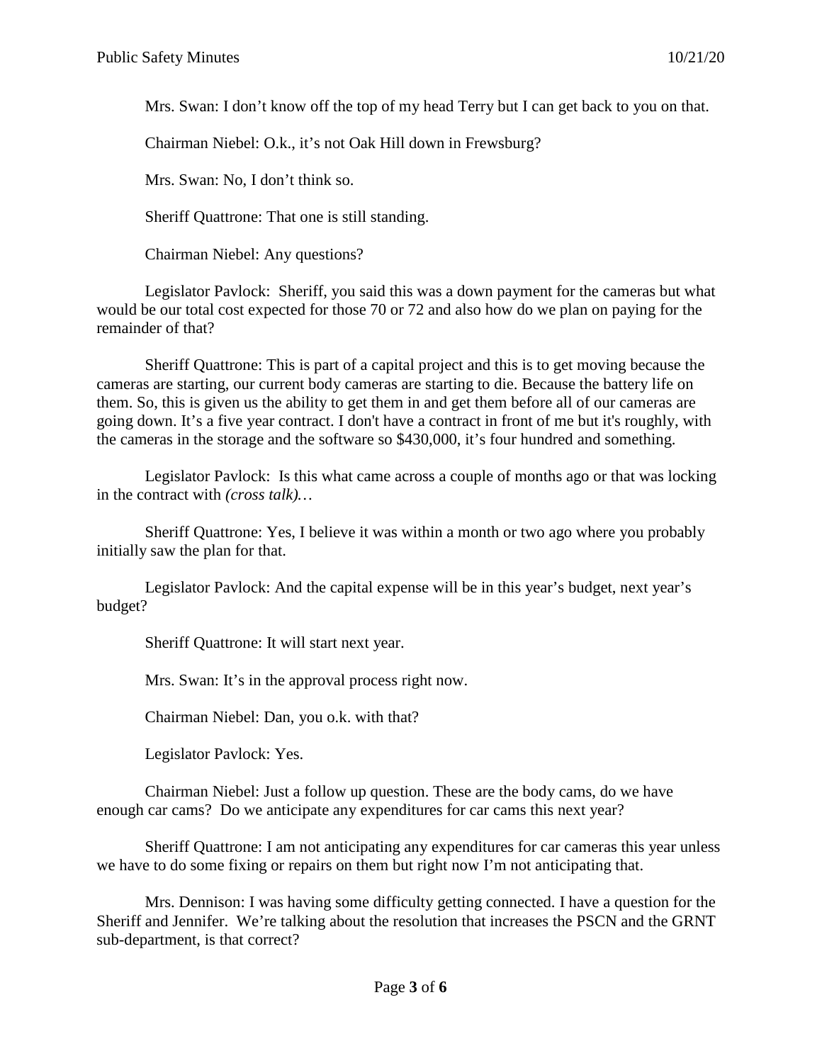Mrs. Swan: I don't know off the top of my head Terry but I can get back to you on that.

Chairman Niebel: O.k., it's not Oak Hill down in Frewsburg?

Mrs. Swan: No, I don't think so.

Sheriff Quattrone: That one is still standing.

Chairman Niebel: Any questions?

Legislator Pavlock: Sheriff, you said this was a down payment for the cameras but what would be our total cost expected for those 70 or 72 and also how do we plan on paying for the remainder of that?

Sheriff Quattrone: This is part of a capital project and this is to get moving because the cameras are starting, our current body cameras are starting to die. Because the battery life on them. So, this is given us the ability to get them in and get them before all of our cameras are going down. It's a five year contract. I don't have a contract in front of me but it's roughly, with the cameras in the storage and the software so $430,000, it's four hundred and something.

Legislator Pavlock: Is this what came across a couple of months ago or that was locking in the contract with *(cross talk)…*

Sheriff Quattrone: Yes, I believe it was within a month or two ago where you probably initially saw the plan for that.

Legislator Pavlock: And the capital expense will be in this year's budget, next year's budget?

Sheriff Quattrone: It will start next year.

Mrs. Swan: It's in the approval process right now.

Chairman Niebel: Dan, you o.k. with that?

Legislator Pavlock: Yes.

Chairman Niebel: Just a follow up question. These are the body cams, do we have enough car cams? Do we anticipate any expenditures for car cams this next year?

Sheriff Quattrone: I am not anticipating any expenditures for car cameras this year unless we have to do some fixing or repairs on them but right now I'm not anticipating that.

Mrs. Dennison: I was having some difficulty getting connected. I have a question for the Sheriff and Jennifer. We're talking about the resolution that increases the PSCN and the GRNT sub-department, is that correct?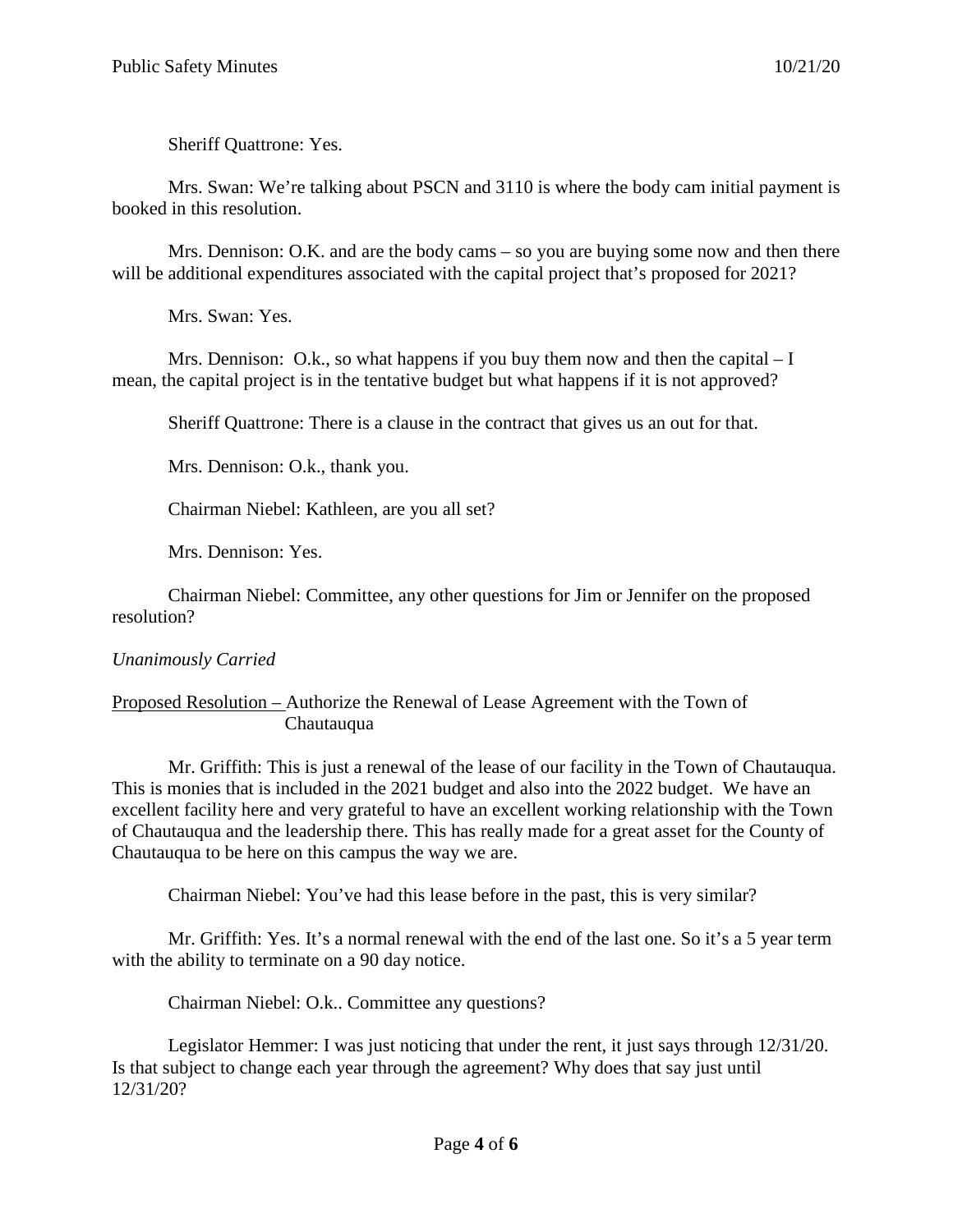Sheriff Quattrone: Yes.

Mrs. Swan: We're talking about PSCN and 3110 is where the body cam initial payment is booked in this resolution.

Mrs. Dennison: O.K. and are the body cams – so you are buying some now and then there will be additional expenditures associated with the capital project that's proposed for 2021?

Mrs. Swan: Yes.

Mrs. Dennison: O.k., so what happens if you buy them now and then the capital – I mean, the capital project is in the tentative budget but what happens if it is not approved?

Sheriff Quattrone: There is a clause in the contract that gives us an out for that.

Mrs. Dennison: O.k., thank you.

Chairman Niebel: Kathleen, are you all set?

Mrs. Dennison: Yes.

Chairman Niebel: Committee, any other questions for Jim or Jennifer on the proposed resolution?

*Unanimously Carried*

<u>Proposed Resolution –</u> Authorize the Renewal of Lease Agreement with the Town of Chautauqua

Mr. Griffith: This is just a renewal of the lease of our facility in the Town of Chautauqua. This is monies that is included in the 2021 budget and also into the 2022 budget. We have an excellent facility here and very grateful to have an excellent working relationship with the Town of Chautauqua and the leadership there. This has really made for a great asset for the County of Chautauqua to be here on this campus the way we are.

Chairman Niebel: You've had this lease before in the past, this is very similar?

Mr. Griffith: Yes. It's a normal renewal with the end of the last one. So it's a 5 year term with the ability to terminate on a 90 day notice.

Chairman Niebel: O.k.. Committee any questions?

Legislator Hemmer: I was just noticing that under the rent, it just says through 12/31/20. Is that subject to change each year through the agreement? Why does that say just until 12/31/20?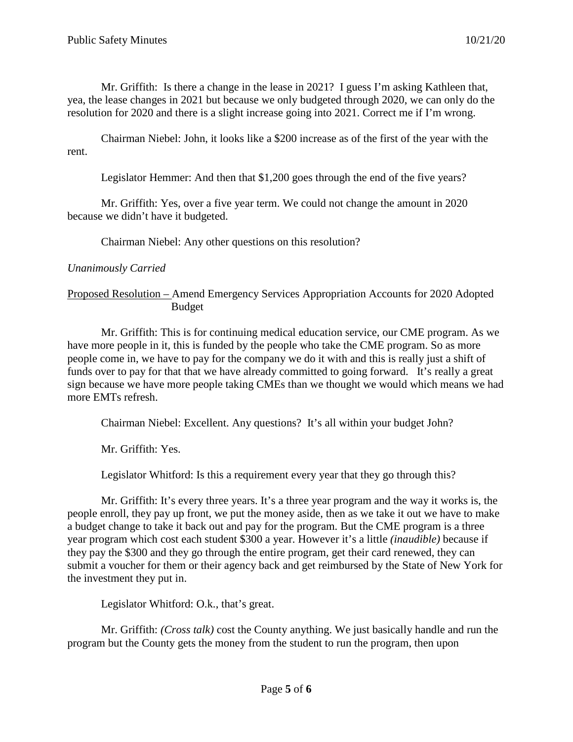Mr. Griffith: Is there a change in the lease in 2021? I guess I'm asking Kathleen that, yea, the lease changes in 2021 but because we only budgeted through 2020, we can only do the resolution for 2020 and there is a slight increase going into 2021. Correct me if I'm wrong.

Chairman Niebel: John, it looks like a $200 increase as of the first of the year with the rent.

Legislator Hemmer: And then that $1,200 goes through the end of the five years?

Mr. Griffith: Yes, over a five year term. We could not change the amount in 2020 because we didn't have it budgeted.

Chairman Niebel: Any other questions on this resolution?

*Unanimously Carried*

<u>Proposed Resolution –</u> Amend Emergency Services Appropriation Accounts for 2020 Adopted Budget

Mr. Griffith: This is for continuing medical education service, our CME program. As we have more people in it, this is funded by the people who take the CME program. So as more people come in, we have to pay for the company we do it with and this is really just a shift of funds over to pay for that that we have already committed to going forward. It's really a great sign because we have more people taking CMEs than we thought we would which means we had more EMTs refresh.

Chairman Niebel: Excellent. Any questions? It's all within your budget John?

Mr. Griffith: Yes.

Legislator Whitford: Is this a requirement every year that they go through this?

Mr. Griffith: It's every three years. It's a three year program and the way it works is, the people enroll, they pay up front, we put the money aside, then as we take it out we have to make a budget change to take it back out and pay for the program. But the CME program is a three year program which cost each student $300 a year. However it's a little *(inaudible)* because if they pay the $300 and they go through the entire program, get their card renewed, they can submit a voucher for them or their agency back and get reimbursed by the State of New York for the investment they put in.

Legislator Whitford: O.k., that's great.

Mr. Griffith: *(Cross talk)* cost the County anything. We just basically handle and run the program but the County gets the money from the student to run the program, then upon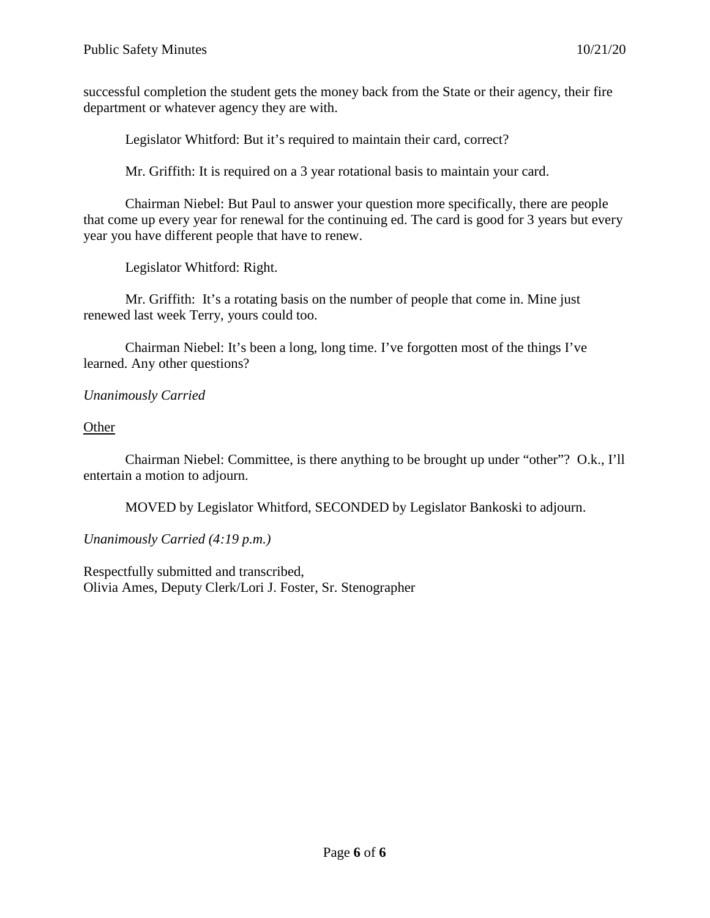successful completion the student gets the money back from the State or their agency, their fire department or whatever agency they are with.

Legislator Whitford: But it's required to maintain their card, correct?

Mr. Griffith: It is required on a 3 year rotational basis to maintain your card.

Chairman Niebel: But Paul to answer your question more specifically, there are people that come up every year for renewal for the continuing ed. The card is good for 3 years but every year you have different people that have to renew.

Legislator Whitford: Right.

Mr. Griffith: It's a rotating basis on the number of people that come in. Mine just renewed last week Terry, yours could too.

Chairman Niebel: It's been a long, long time. I've forgotten most of the things I've learned. Any other questions?

*Unanimously Carried*

<u>Other</u>

Chairman Niebel: Committee, is there anything to be brought up under "other"? O.k., I'll entertain a motion to adjourn.

MOVED by Legislator Whitford, SECONDED by Legislator Bankoski to adjourn.

*Unanimously Carried (4:19 p.m.)*

Respectfully submitted and transcribed,
Olivia Ames, Deputy Clerk/Lori J. Foster, Sr. Stenographer